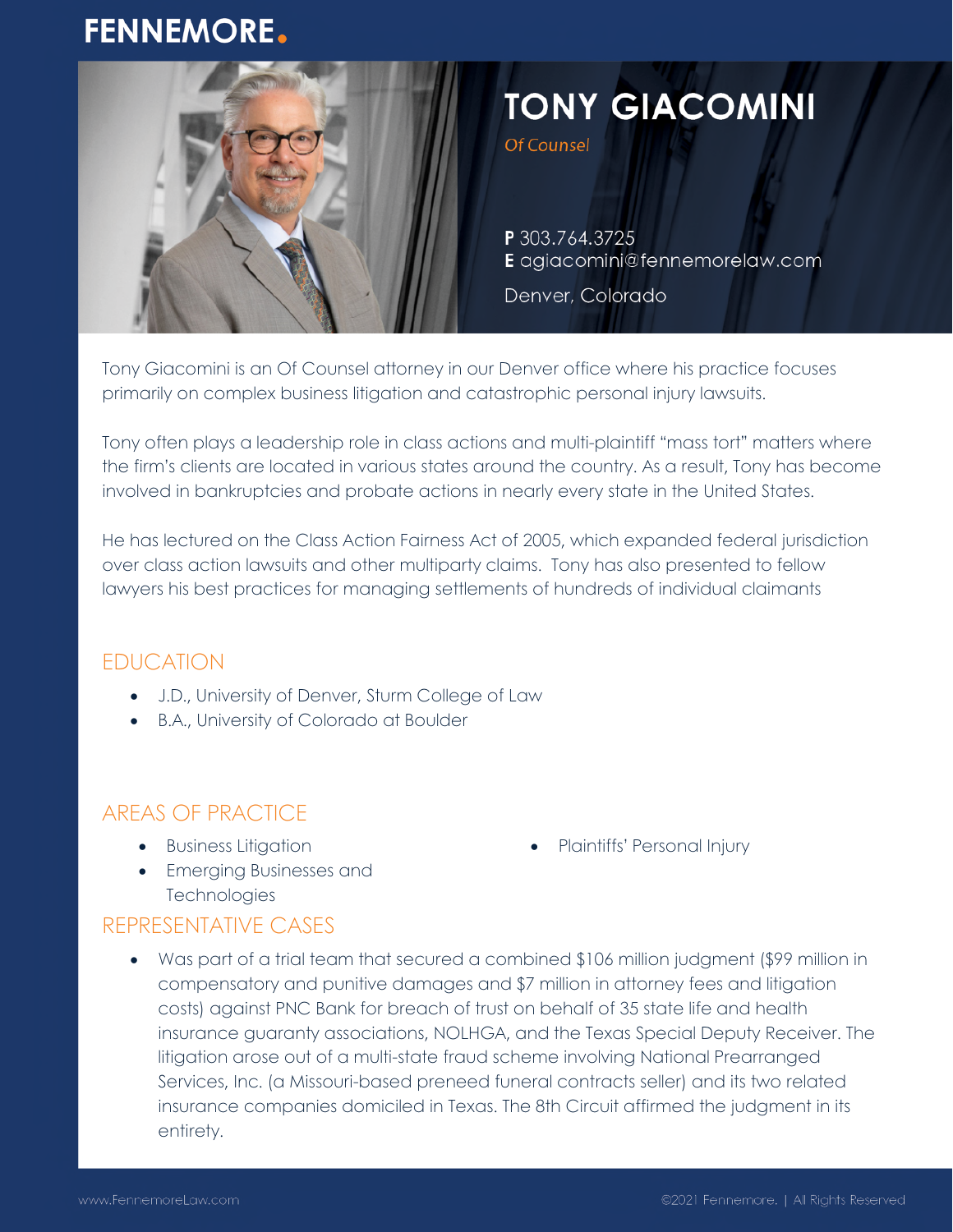FENNEMORE.

# TONY GIACOMINI

*Of Counsel*

**P** 303.764.3725
**E** agiacomini@fennemorelaw.com

Denver, Colorado

Tony Giacomini is an Of Counsel attorney in our Denver office where his practice focuses primarily on complex business litigation and catastrophic personal injury lawsuits.

Tony often plays a leadership role in class actions and multi-plaintiff "mass tort" matters where the firm's clients are located in various states around the country. As a result, Tony has become involved in bankruptcies and probate actions in nearly every state in the United States.

He has lectured on the Class Action Fairness Act of 2005, which expanded federal jurisdiction over class action lawsuits and other multiparty claims. Tony has also presented to fellow lawyers his best practices for managing settlements of hundreds of individual claimants

## EDUCATION

- J.D., University of Denver, Sturm College of Law
- B.A., University of Colorado at Boulder

## AREAS OF PRACTICE

- Business Litigation
- Emerging Businesses and Technologies
- Plaintiffs' Personal Injury

## REPRESENTATIVE CASES

- Was part of a trial team that secured a combined $106 million judgment ($99 million in compensatory and punitive damages and $7 million in attorney fees and litigation costs) against PNC Bank for breach of trust on behalf of 35 state life and health insurance guaranty associations, NOLHGA, and the Texas Special Deputy Receiver. The litigation arose out of a multi-state fraud scheme involving National Prearranged Services, Inc. (a Missouri-based preneed funeral contracts seller) and its two related insurance companies domiciled in Texas. The 8th Circuit affirmed the judgment in its entirety.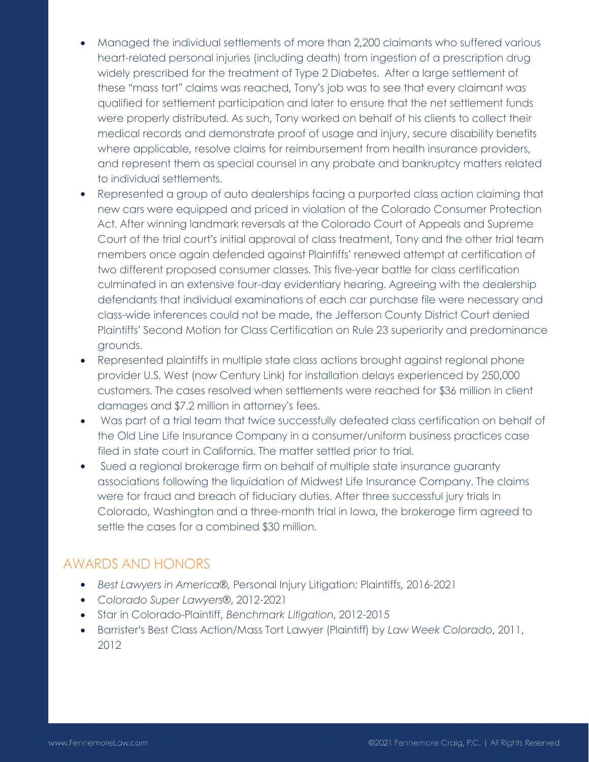- Managed the individual settlements of more than 2,200 claimants who suffered various heart-related personal injuries (including death) from ingestion of a prescription drug widely prescribed for the treatment of Type 2 Diabetes. After a large settlement of these "mass tort" claims was reached, Tony's job was to see that every claimant was qualified for settlement participation and later to ensure that the net settlement funds were properly distributed. As such, Tony worked on behalf of his clients to collect their medical records and demonstrate proof of usage and injury, secure disability benefits where applicable, resolve claims for reimbursement from health insurance providers, and represent them as special counsel in any probate and bankruptcy matters related to individual settlements.
- Represented a group of auto dealerships facing a purported class action claiming that new cars were equipped and priced in violation of the Colorado Consumer Protection Act. After winning landmark reversals at the Colorado Court of Appeals and Supreme Court of the trial court's initial approval of class treatment, Tony and the other trial team members once again defended against Plaintiffs' renewed attempt at certification of two different proposed consumer classes. This five-year battle for class certification culminated in an extensive four-day evidentiary hearing. Agreeing with the dealership defendants that individual examinations of each car purchase file were necessary and class-wide inferences could not be made, the Jefferson County District Court denied Plaintiffs' Second Motion for Class Certification on Rule 23 superiority and predominance grounds.
- Represented plaintiffs in multiple state class actions brought against regional phone provider U.S. West (now Century Link) for installation delays experienced by 250,000 customers. The cases resolved when settlements were reached for $36 million in client damages and $7.2 million in attorney's fees.
- Was part of a trial team that twice successfully defeated class certification on behalf of the Old Line Life Insurance Company in a consumer/uniform business practices case filed in state court in California. The matter settled prior to trial.
- Sued a regional brokerage firm on behalf of multiple state insurance guaranty associations following the liquidation of Midwest Life Insurance Company. The claims were for fraud and breach of fiduciary duties. After three successful jury trials in Colorado, Washington and a three-month trial in Iowa, the brokerage firm agreed to settle the cases for a combined $30 million.

## AWARDS AND HONORS

- *Best Lawyers in America®,* Personal Injury Litigation: Plaintiffs, 2016-2021
- *Colorado Super Lawyers®*, 2012-2021
- Star in Colorado-Plaintiff, *Benchmark Litigation*, 2012-2015
- Barrister's Best Class Action/Mass Tort Lawyer (Plaintiff) by *Law Week Colorado*, 2011, 2012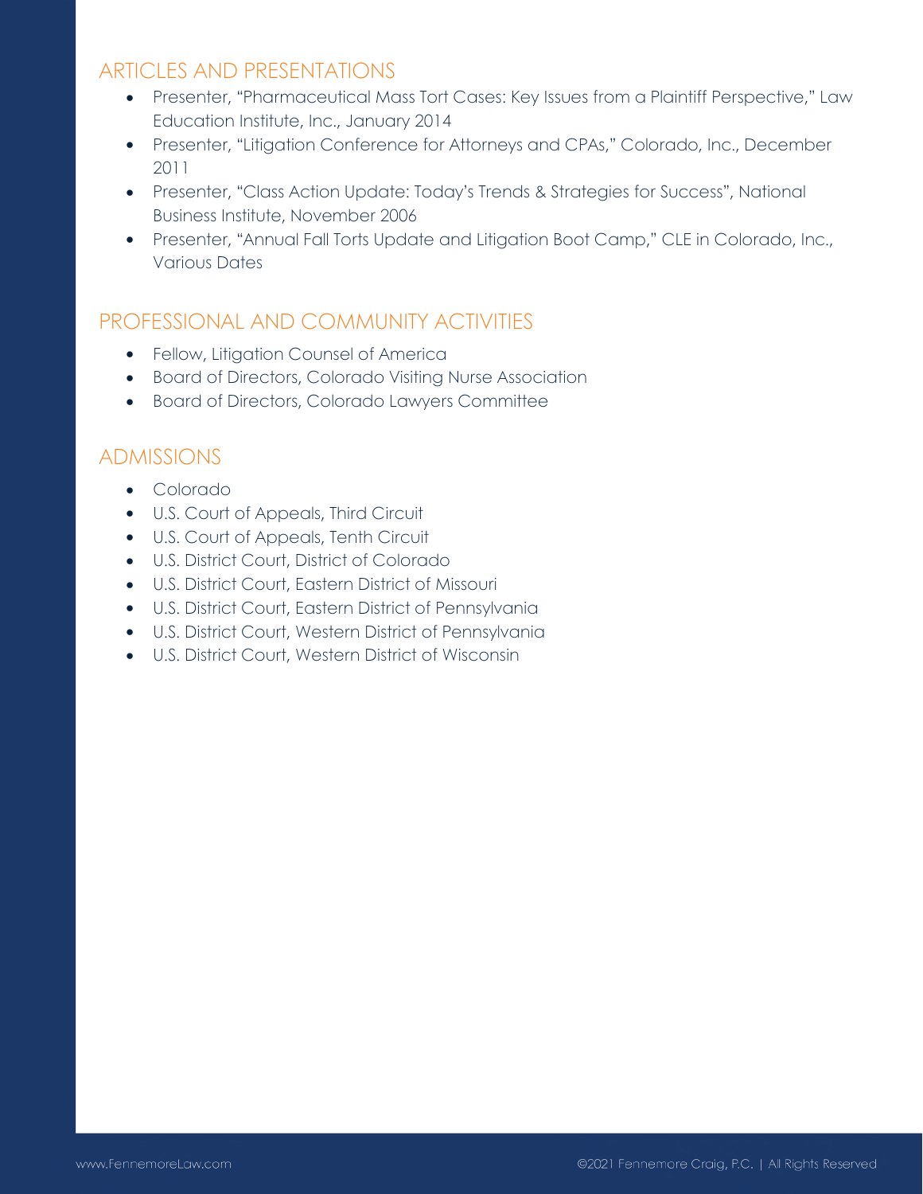## ARTICLES AND PRESENTATIONS

- Presenter, “Pharmaceutical Mass Tort Cases: Key Issues from a Plaintiff Perspective,” Law Education Institute, Inc., January 2014
- Presenter, “Litigation Conference for Attorneys and CPAs,” Colorado, Inc., December 2011
- Presenter, “Class Action Update: Today’s Trends & Strategies for Success”, National Business Institute, November 2006
- Presenter, “Annual Fall Torts Update and Litigation Boot Camp,” CLE in Colorado, Inc., Various Dates

## PROFESSIONAL AND COMMUNITY ACTIVITIES

- Fellow, Litigation Counsel of America
- Board of Directors, Colorado Visiting Nurse Association
- Board of Directors, Colorado Lawyers Committee

## ADMISSIONS

- Colorado
- U.S. Court of Appeals, Third Circuit
- U.S. Court of Appeals, Tenth Circuit
- U.S. District Court, District of Colorado
- U.S. District Court, Eastern District of Missouri
- U.S. District Court, Eastern District of Pennsylvania
- U.S. District Court, Western District of Pennsylvania
- U.S. District Court, Western District of Wisconsin